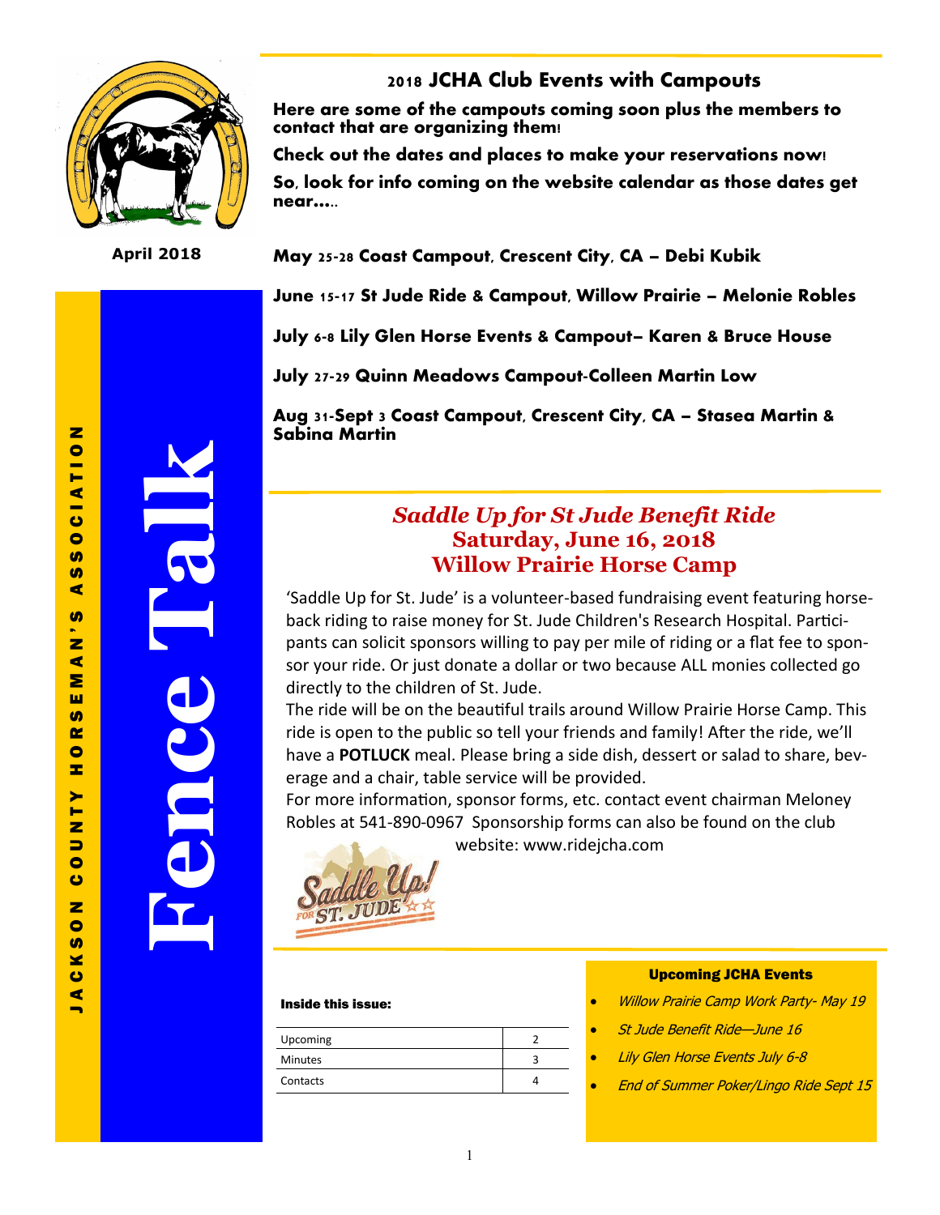# Fence Talk

JACKSON COUNTY HORSEMAN'S ASSOCIATION

April 2018

## 2018 JCHA Club Events with Campouts

**Here are some of the campouts coming soon plus the members to contact that are organizing them!**

**Check out the dates and places to make your reservations now!**

**So, look for info coming on the website calendar as those dates get near…..**

**May 25-28 Coast Campout, Crescent City, CA – Debi Kubik**

**June 15-17 St Jude Ride & Campout, Willow Prairie – Melonie Robles**

**July 6-8 Lily Glen Horse Events & Campout– Karen & Bruce House**

**July 27-29 Quinn Meadows Campout-Colleen Martin Low**

**Aug 31-Sept 3 Coast Campout, Crescent City, CA – Stasea Martin & Sabina Martin**

## *Saddle Up for St Jude Benefit Ride*
## Saturday, June 16, 2018
## Willow Prairie Horse Camp

'Saddle Up for St. Jude' is a volunteer-based fundraising event featuring horseback riding to raise money for St. Jude Children's Research Hospital. Participants can solicit sponsors willing to pay per mile of riding or a flat fee to sponsor your ride. Or just donate a dollar or two because ALL monies collected go directly to the children of St. Jude.

The ride will be on the beautiful trails around Willow Prairie Horse Camp. This ride is open to the public so tell your friends and family! After the ride, we'll have a **POTLUCK** meal. Please bring a side dish, dessert or salad to share, beverage and a chair, table service will be provided.

For more information, sponsor forms, etc. contact event chairman Meloney Robles at 541-890-0967 Sponsorship forms can also be found on the club website: www.ridejcha.com

Saddle Up! FOR ST. JUDE

**Inside this issue:**

| | |
|---|---|
| Upcoming | 2 |
| Minutes | 3 |
| Contacts | 4 |

**Upcoming JCHA Events**

- *Willow Prairie Camp Work Party- May 19*
- *St Jude Benefit Ride—June 16*
- *Lily Glen Horse Events July 6-8*
- *End of Summer Poker/Lingo Ride Sept 15*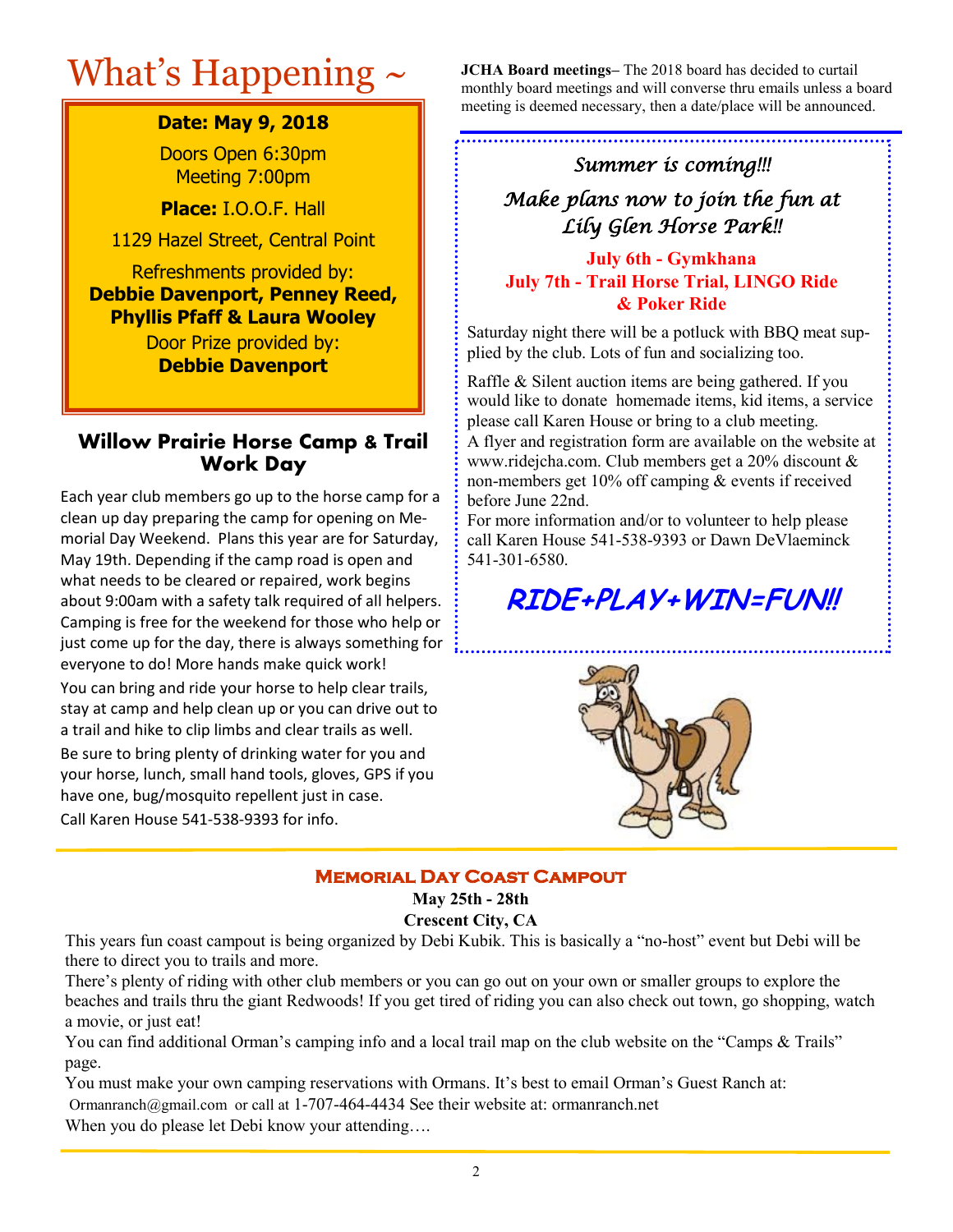# What's Happening ~

**Date: May 9, 2018**

Doors Open 6:30pm
Meeting 7:00pm

**Place:** I.O.O.F. Hall

1129 Hazel Street, Central Point

Refreshments provided by:
**Debbie Davenport, Penney Reed, Phyllis Pfaff & Laura Wooley**

Door Prize provided by:
**Debbie Davenport**

## Willow Prairie Horse Camp & Trail Work Day

Each year club members go up to the horse camp for a clean up day preparing the camp for opening on Memorial Day Weekend. Plans this year are for Saturday, May 19th. Depending if the camp road is open and what needs to be cleared or repaired, work begins about 9:00am with a safety talk required of all helpers. Camping is free for the weekend for those who help or just come up for the day, there is always something for everyone to do! More hands make quick work!

You can bring and ride your horse to help clear trails, stay at camp and help clean up or you can drive out to a trail and hike to clip limbs and clear trails as well.

Be sure to bring plenty of drinking water for you and your horse, lunch, small hand tools, gloves, GPS if you have one, bug/mosquito repellent just in case.

Call Karen House 541-538-9393 for info.

**JCHA Board meetings–** The 2018 board has decided to curtail monthly board meetings and will converse thru emails unless a board meeting is deemed necessary, then a date/place will be announced.

*Summer is coming!!!*

*Make plans now to join the fun at Lily Glen Horse Park!!*

**July 6th - Gymkhana**
**July 7th - Trail Horse Trial, LINGO Ride & Poker Ride**

Saturday night there will be a potluck with BBQ meat supplied by the club. Lots of fun and socializing too.

Raffle & Silent auction items are being gathered. If you would like to donate homemade items, kid items, a service please call Karen House or bring to a club meeting.
A flyer and registration form are available on the website at www.ridejcha.com. Club members get a 20% discount & non-members get 10% off camping & events if received before June 22nd.
For more information and/or to volunteer to help please call Karen House 541-538-9393 or Dawn DeVlaeminck 541-301-6580.

***RIDE+PLAY+WIN=FUN!!***

## Memorial Day Coast Campout

**May 25th - 28th**
**Crescent City, CA**

This years fun coast campout is being organized by Debi Kubik. This is basically a "no-host" event but Debi will be there to direct you to trails and more.

There's plenty of riding with other club members or you can go out on your own or smaller groups to explore the beaches and trails thru the giant Redwoods! If you get tired of riding you can also check out town, go shopping, watch a movie, or just eat!

You can find additional Orman's camping info and a local trail map on the club website on the "Camps & Trails" page.

You must make your own camping reservations with Ormans. It's best to email Orman's Guest Ranch at: Ormanranch@gmail.com or call at 1-707-464-4434 See their website at: ormanranch.net

When you do please let Debi know your attending….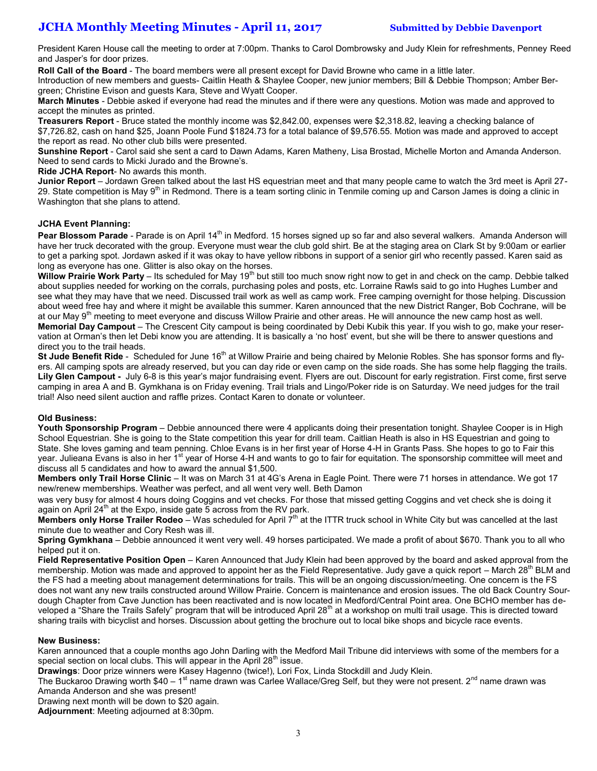# JCHA Monthly Meeting Minutes - April 11, 2017

**Submitted by Debbie Davenport**

President Karen House call the meeting to order at 7:00pm. Thanks to Carol Dombrowsky and Judy Klein for refreshments, Penney Reed and Jasper's for door prizes.

**Roll Call of the Board** - The board members were all present except for David Browne who came in a little later.

Introduction of new members and guests- Caitlin Heath & Shaylee Cooper, new junior members; Bill & Debbie Thompson; Amber Bergreen; Christine Evison and guests Kara, Steve and Wyatt Cooper.

**March Minutes** - Debbie asked if everyone had read the minutes and if there were any questions. Motion was made and approved to accept the minutes as printed.

**Treasurers Report** - Bruce stated the monthly income was $2,842.00, expenses were $2,318.82, leaving a checking balance of $7,726.82, cash on hand $25, Joann Poole Fund $1824.73 for a total balance of $9,576.55. Motion was made and approved to accept the report as read. No other club bills were presented.

**Sunshine Report** - Carol said she sent a card to Dawn Adams, Karen Matheny, Lisa Brostad, Michelle Morton and Amanda Anderson. Need to send cards to Micki Jurado and the Browne's.

**Ride JCHA Report**- No awards this month.

**Junior Report** – Jordawn Green talked about the last HS equestrian meet and that many people came to watch the 3rd meet is April 27-29. State competition is May 9th in Redmond. There is a team sorting clinic in Tenmile coming up and Carson James is doing a clinic in Washington that she plans to attend.

**JCHA Event Planning:**

**Pear Blossom Parade** - Parade is on April 14th in Medford. 15 horses signed up so far and also several walkers. Amanda Anderson will have her truck decorated with the group. Everyone must wear the club gold shirt. Be at the staging area on Clark St by 9:00am or earlier to get a parking spot. Jordawn asked if it was okay to have yellow ribbons in support of a senior girl who recently passed. Karen said as long as everyone has one. Glitter is also okay on the horses.

**Willow Prairie Work Party** – Its scheduled for May 19th but still too much snow right now to get in and check on the camp. Debbie talked about supplies needed for working on the corrals, purchasing poles and posts, etc. Lorraine Rawls said to go into Hughes Lumber and see what they may have that we need. Discussed trail work as well as camp work. Free camping overnight for those helping. Discussion about weed free hay and where it might be available this summer. Karen announced that the new District Ranger, Bob Cochrane, will be at our May 9th meeting to meet everyone and discuss Willow Prairie and other areas. He will announce the new camp host as well.

**Memorial Day Campout** – The Crescent City campout is being coordinated by Debi Kubik this year. If you wish to go, make your reservation at Orman's then let Debi know you are attending. It is basically a 'no host' event, but she will be there to answer questions and direct you to the trail heads.

**St Jude Benefit Ride** - Scheduled for June 16th at Willow Prairie and being chaired by Melonie Robles. She has sponsor forms and flyers. All camping spots are already reserved, but you can day ride or even camp on the side roads. She has some help flagging the trails.

**Lily Glen Campout -** July 6-8 is this year's major fundraising event. Flyers are out. Discount for early registration. First come, first serve camping in area A and B. Gymkhana is on Friday evening. Trail trials and Lingo/Poker ride is on Saturday. We need judges for the trail trial! Also need silent auction and raffle prizes. Contact Karen to donate or volunteer.

**Old Business:**

**Youth Sponsorship Program** – Debbie announced there were 4 applicants doing their presentation tonight. Shaylee Cooper is in High School Equestrian. She is going to the State competition this year for drill team. Caitlian Heath is also in HS Equestrian and going to State. She loves gaming and team penning. Chloe Evans is in her first year of Horse 4-H in Grants Pass. She hopes to go to Fair this year. Julieana Evans is also in her 1st year of Horse 4-H and wants to go to fair for equitation. The sponsorship committee will meet and discuss all 5 candidates and how to award the annual $1,500.

**Members only Trail Horse Clinic** – It was on March 31 at 4G's Arena in Eagle Point. There were 71 horses in attendance. We got 17 new/renew memberships. Weather was perfect, and all went very well. Beth Damon was very busy for almost 4 hours doing Coggins and vet checks. For those that missed getting Coggins and vet check she is doing it again on April 24th at the Expo, inside gate 5 across from the RV park.

**Members only Horse Trailer Rodeo** – Was scheduled for April 7th at the ITTR truck school in White City but was cancelled at the last minute due to weather and Cory Resh was ill.

**Spring Gymkhana** – Debbie announced it went very well. 49 horses participated. We made a profit of about $670. Thank you to all who helped put it on.

**Field Representative Position Open** – Karen Announced that Judy Klein had been approved by the board and asked approval from the membership. Motion was made and approved to appoint her as the Field Representative. Judy gave a quick report – March 28th BLM and the FS had a meeting about management determinations for trails. This will be an ongoing discussion/meeting. One concern is the FS does not want any new trails constructed around Willow Prairie. Concern is maintenance and erosion issues. The old Back Country Sourdough Chapter from Cave Junction has been reactivated and is now located in Medford/Central Point area. One BCHO member has developed a "Share the Trails Safely" program that will be introduced April 28th at a workshop on multi trail usage. This is directed toward sharing trails with bicyclist and horses. Discussion about getting the brochure out to local bike shops and bicycle race events.

**New Business:**

Karen announced that a couple months ago John Darling with the Medford Mail Tribune did interviews with some of the members for a special section on local clubs. This will appear in the April 28th issue.

**Drawings**: Door prize winners were Kasey Hagenno (twice!), Lori Fox, Linda Stockdill and Judy Klein.

The Buckaroo Drawing worth $40 – 1st name drawn was Carlee Wallace/Greg Self, but they were not present. 2nd name drawn was Amanda Anderson and she was present!

Drawing next month will be down to $20 again.

**Adjournment**: Meeting adjourned at 8:30pm.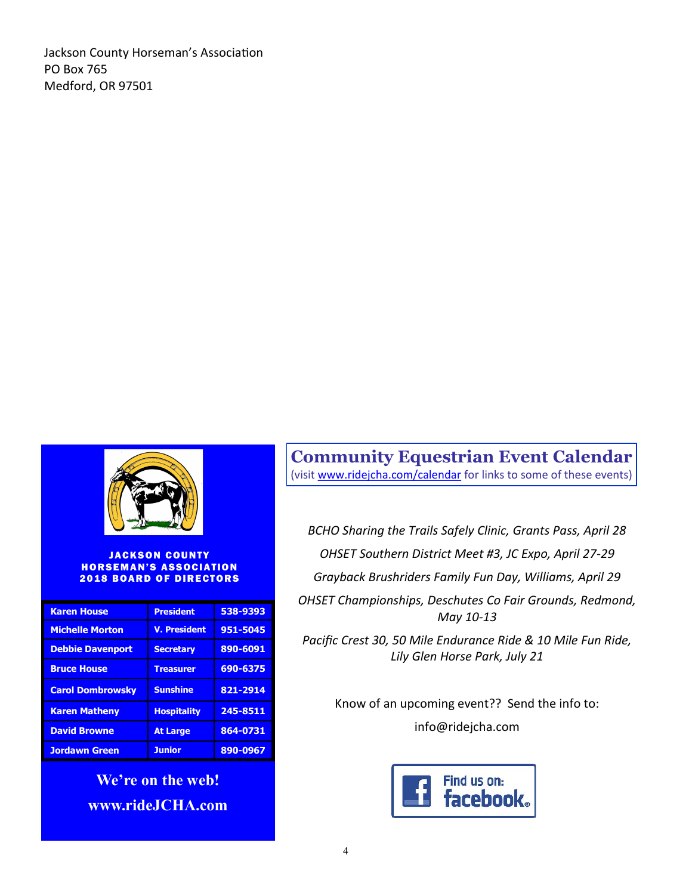Jackson County Horseman's Association
PO Box 765
Medford, OR 97501

**JACKSON COUNTY HORSEMAN'S ASSOCIATION 2018 BOARD OF DIRECTORS**

| | | |
|---|---|---|
| Karen House | President | 538-9393 |
| Michelle Morton | V. President | 951-5045 |
| Debbie Davenport | Secretary | 890-6091 |
| Bruce House | Treasurer | 690-6375 |
| Carol Dombrowsky | Sunshine | 821-2914 |
| Karen Matheny | Hospitality | 245-8511 |
| David Browne | At Large | 864-0731 |
| Jordawn Green | Junior | 890-0967 |

**We're on the web!**
**www.rideJCHA.com**

## Community Equestrian Event Calendar

(visit www.ridejcha.com/calendar for links to some of these events)

*BCHO Sharing the Trails Safely Clinic, Grants Pass, April 28*

*OHSET Southern District Meet #3, JC Expo, April 27-29*

*Grayback Brushriders Family Fun Day, Williams, April 29*

*OHSET Championships, Deschutes Co Fair Grounds, Redmond, May 10-13*

*Pacific Crest 30, 50 Mile Endurance Ride & 10 Mile Fun Ride, Lily Glen Horse Park, July 21*

Know of an upcoming event?? Send the info to:

info@ridejcha.com

Find us on: facebook